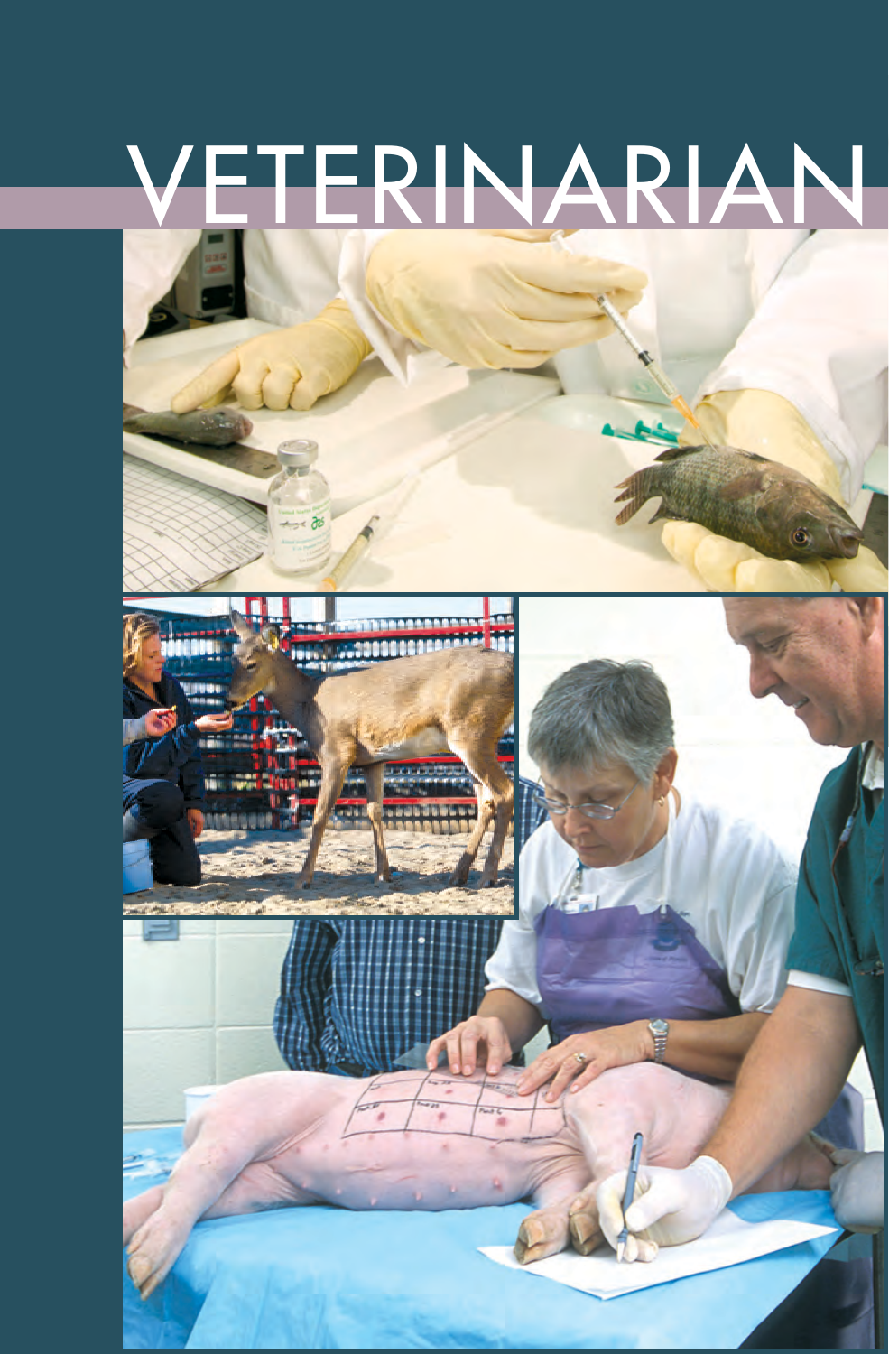# VETERINARIAN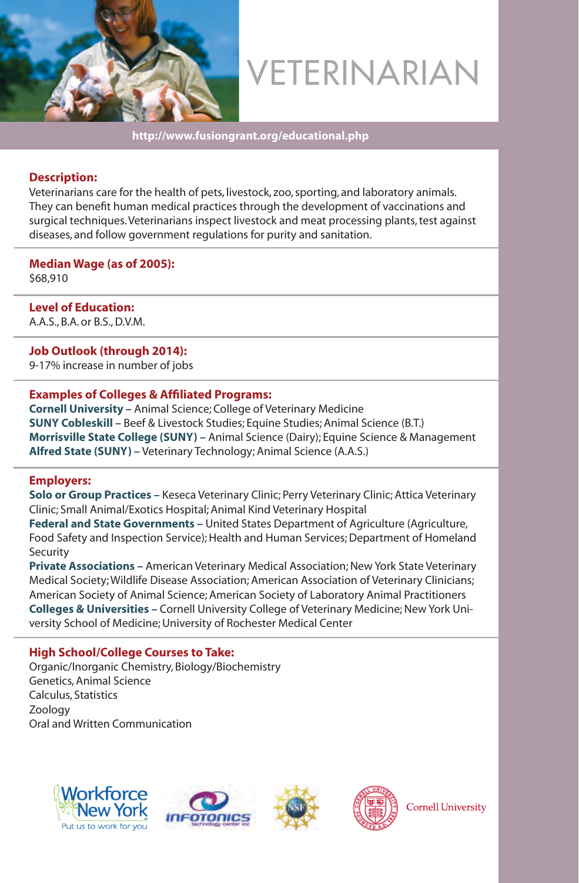# VETERINARIAN

http://www.fusiongrant.org/educational.php

**Description:**
Veterinarians care for the health of pets, livestock, zoo, sporting, and laboratory animals. They can benefit human medical practices through the development of vaccinations and surgical techniques. Veterinarians inspect livestock and meat processing plants, test against diseases, and follow government regulations for purity and sanitation.

**Median Wage (as of 2005):**
$68,910

**Level of Education:**
A.A.S., B.A. or B.S., D.V.M.

**Job Outlook (through 2014):**
9-17% increase in number of jobs

**Examples of Colleges & Affiliated Programs:**
**Cornell University –** Animal Science; College of Veterinary Medicine
**SUNY Cobleskill –** Beef & Livestock Studies; Equine Studies; Animal Science (B.T.)
**Morrisville State College (SUNY) –** Animal Science (Dairy); Equine Science & Management
**Alfred State (SUNY) –** Veterinary Technology; Animal Science (A.A.S.)

**Employers:**
**Solo or Group Practices –** Keseca Veterinary Clinic; Perry Veterinary Clinic; Attica Veterinary Clinic; Small Animal/Exotics Hospital; Animal Kind Veterinary Hospital
**Federal and State Governments –** United States Department of Agriculture (Agriculture, Food Safety and Inspection Service); Health and Human Services; Department of Homeland Security
**Private Associations –** American Veterinary Medical Association; New York State Veterinary Medical Society; Wildlife Disease Association; American Association of Veterinary Clinicians; American Society of Animal Science; American Society of Laboratory Animal Practitioners
**Colleges & Universities –** Cornell University College of Veterinary Medicine; New York University School of Medicine; University of Rochester Medical Center

**High School/College Courses to Take:**
Organic/Inorganic Chemistry, Biology/Biochemistry
Genetics, Animal Science
Calculus, Statistics
Zoology
Oral and Written Communication

Workforce New York – Put us to work for you
INFOTONICS technology center inc
NSF
Cornell University